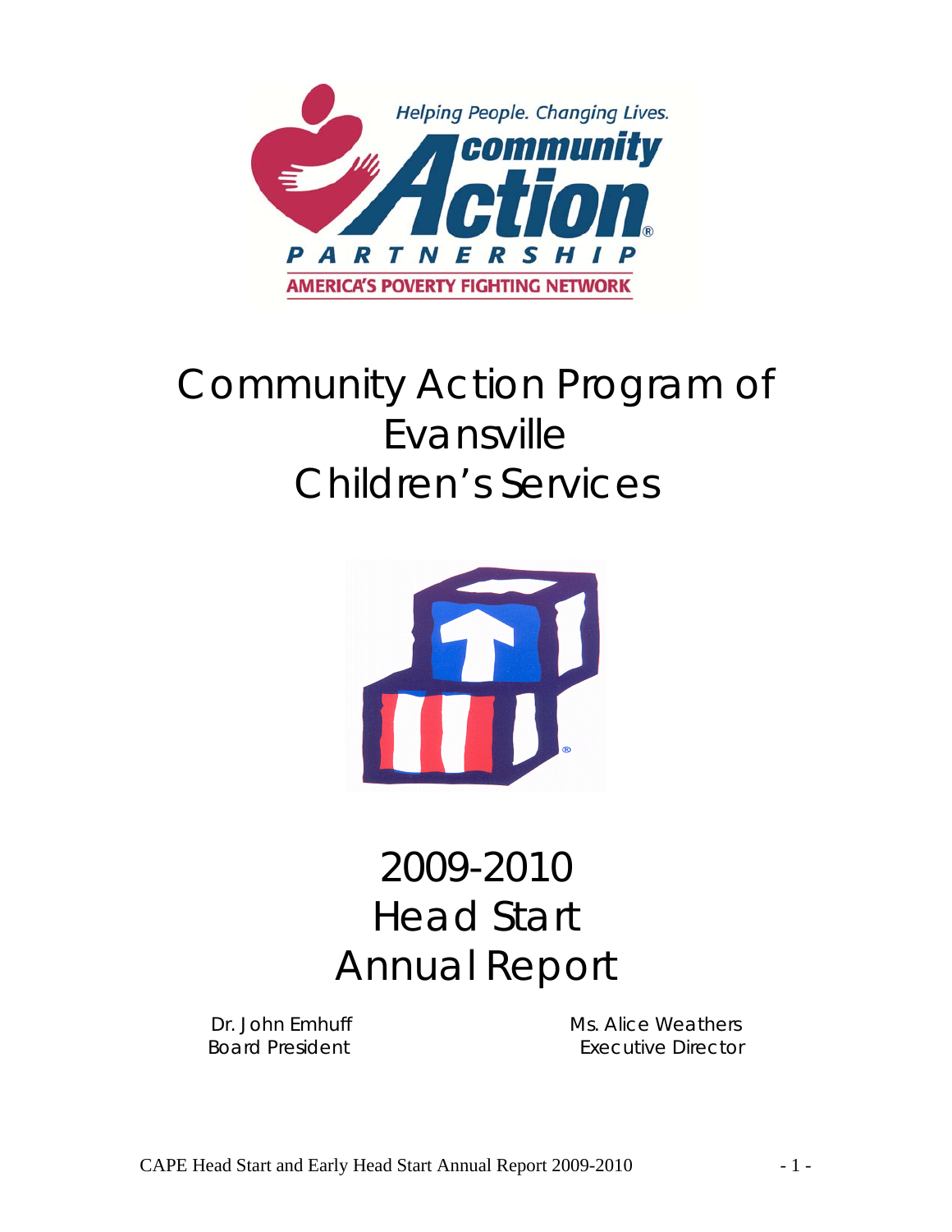# Community Action Program of Evansville Children's Services

# 2009-2010 Head Start Annual Report

Dr. John Emhuff
Board President

Ms. Alice Weathers
Executive Director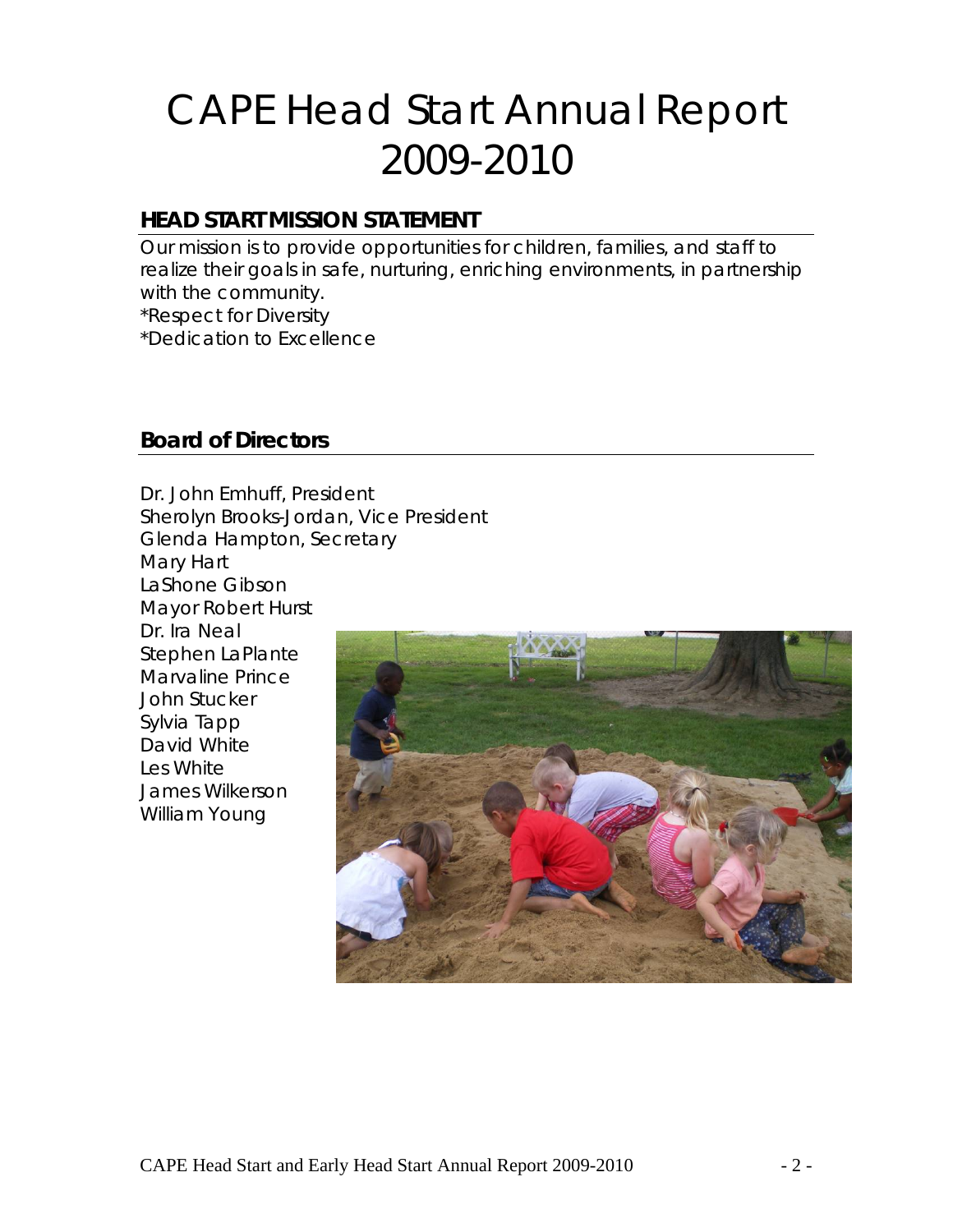# CAPE Head Start Annual Report 2009-2010

## HEAD START MISSION STATEMENT

Our mission is to provide opportunities for children, families, and staff to realize their goals in safe, nurturing, enriching environments, in partnership with the community.

*Respect for Diversity

*Dedication to Excellence

## Board of Directors

Dr. John Emhuff, President
Sherolyn Brooks-Jordan, Vice President
Glenda Hampton, Secretary
Mary Hart
LaShone Gibson
Mayor Robert Hurst
Dr. Ira Neal
Stephen LaPlante
Marvaline Prince
John Stucker
Sylvia Tapp
David White
Les White
James Wilkerson
William Young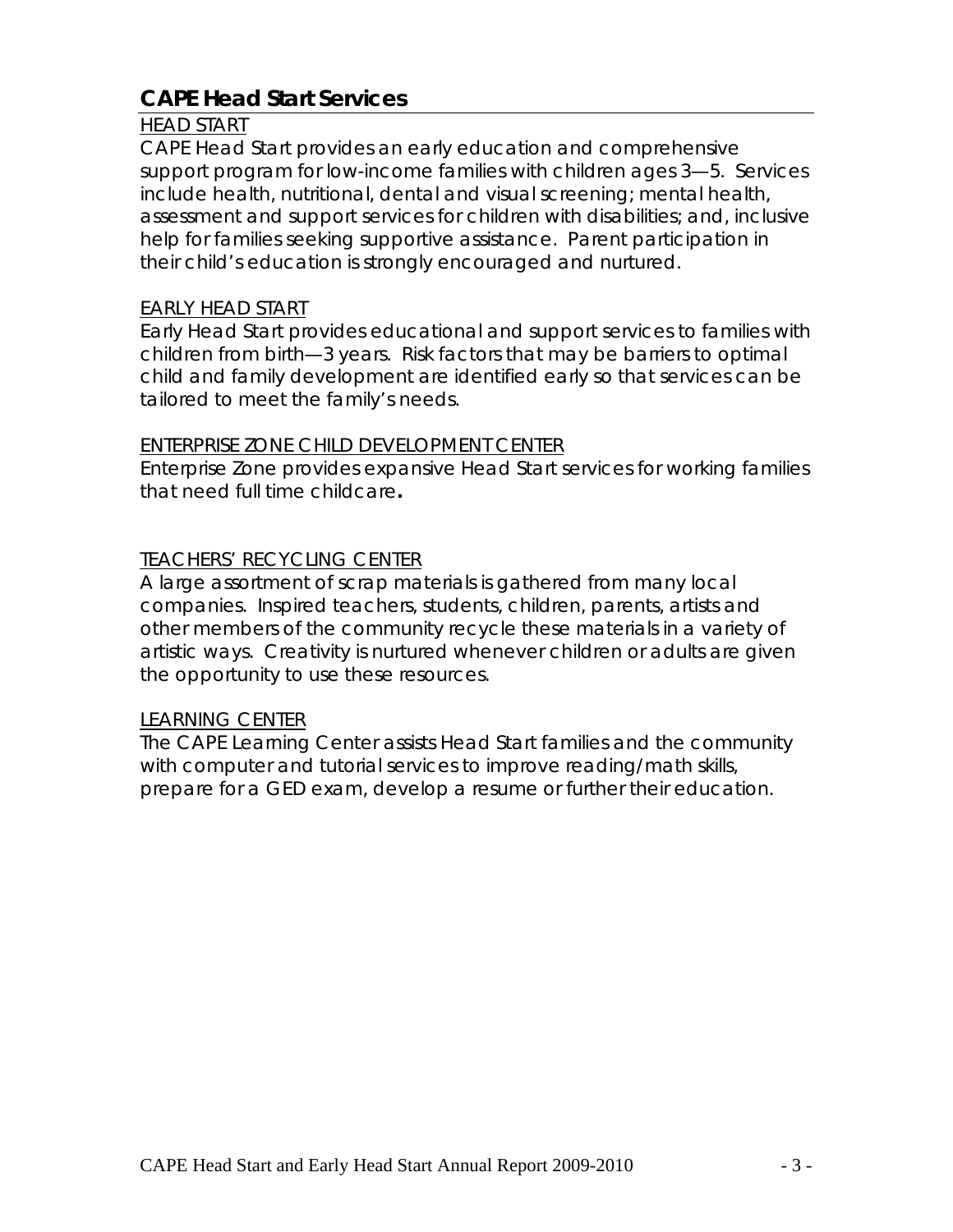## CAPE Head Start Services

HEAD START

CAPE Head Start provides an early education and comprehensive support program for low-income families with children ages 3—5. Services include health, nutritional, dental and visual screening; mental health, assessment and support services for children with disabilities; and, inclusive help for families seeking supportive assistance. Parent participation in their child's education is strongly encouraged and nurtured.

EARLY HEAD START

Early Head Start provides educational and support services to families with children from birth—3 years. Risk factors that may be barriers to optimal child and family development are identified early so that services can be tailored to meet the family's needs.

ENTERPRISE ZONE CHILD DEVELOPMENT CENTER

Enterprise Zone provides expansive Head Start services for working families that need full time childcare**.**

TEACHERS' RECYCLING CENTER

A large assortment of scrap materials is gathered from many local companies. Inspired teachers, students, children, parents, artists and other members of the community recycle these materials in a variety of artistic ways. Creativity is nurtured whenever children or adults are given the opportunity to use these resources.

LEARNING CENTER

The CAPE Learning Center assists Head Start families and the community with computer and tutorial services to improve reading/math skills, prepare for a GED exam, develop a resume or further their education.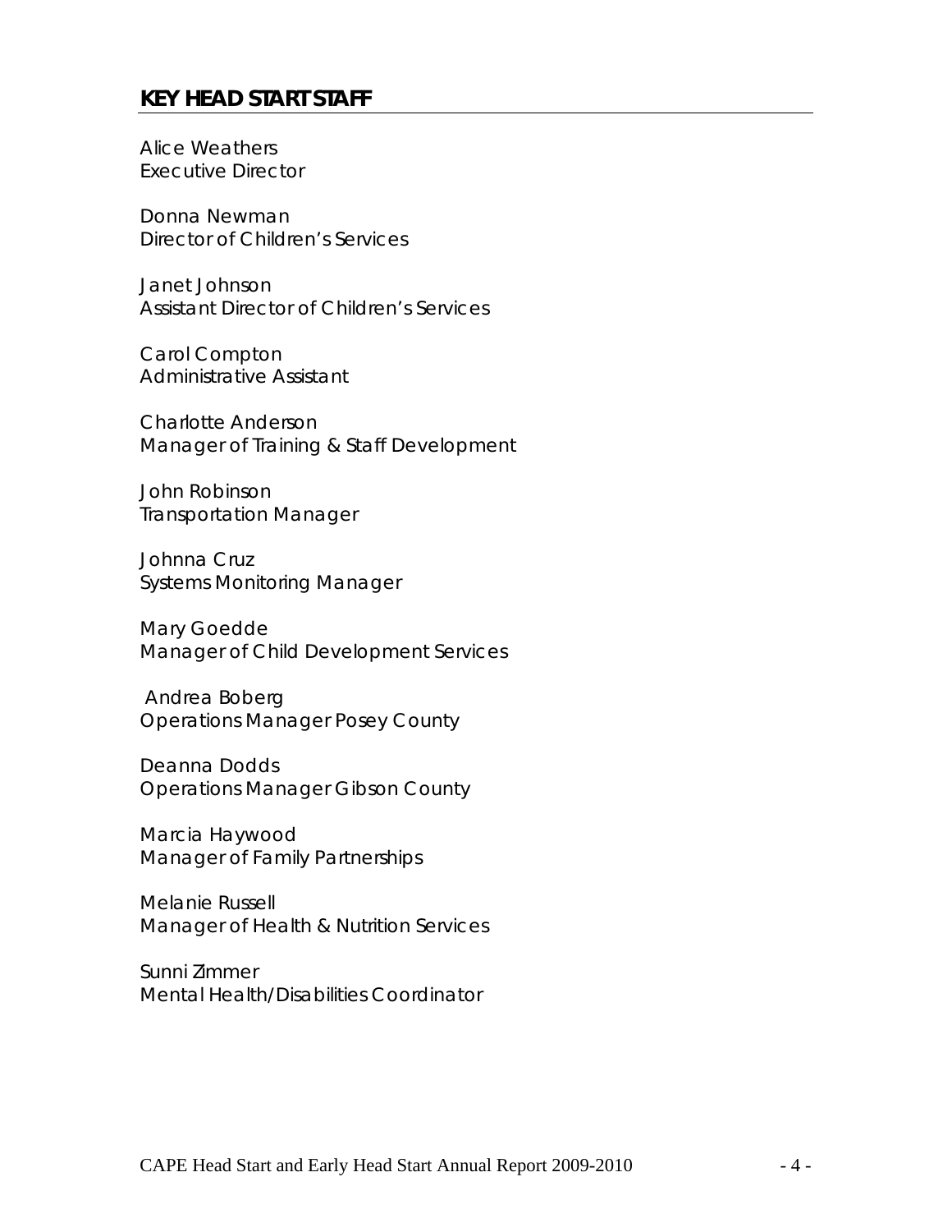## KEY HEAD START STAFF

Alice Weathers
Executive Director

Donna Newman
Director of Children's Services

Janet Johnson
Assistant Director of Children's Services

Carol Compton
Administrative Assistant

Charlotte Anderson
Manager of Training & Staff Development

John Robinson
Transportation Manager

Johnna Cruz
Systems Monitoring Manager

Mary Goedde
Manager of Child Development Services

Andrea Boberg
Operations Manager Posey County

Deanna Dodds
Operations Manager Gibson County

Marcia Haywood
Manager of Family Partnerships

Melanie Russell
Manager of Health & Nutrition Services

Sunni Zimmer
Mental Health/Disabilities Coordinator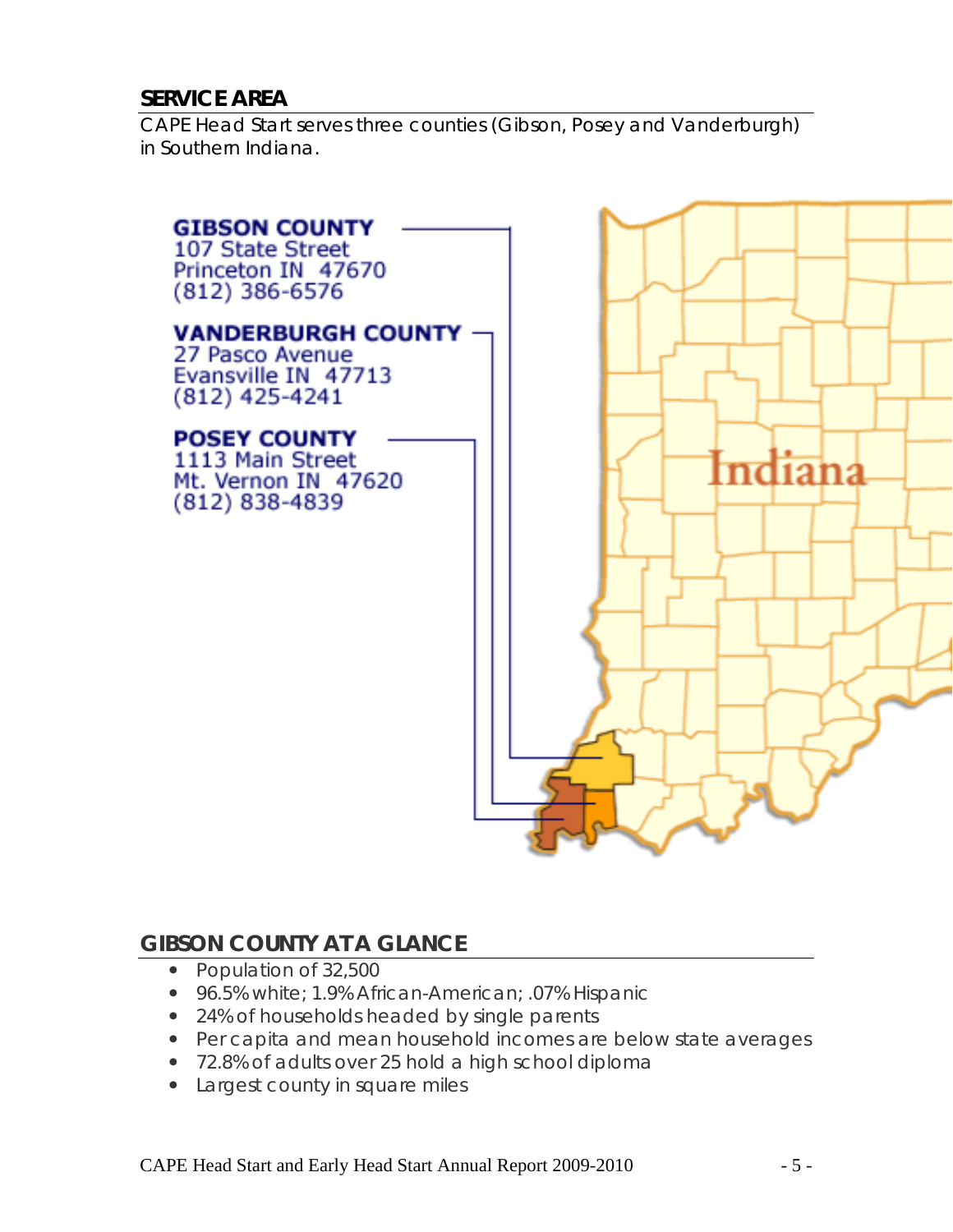## SERVICE AREA

CAPE Head Start serves three counties (Gibson, Posey and Vanderburgh) in Southern Indiana.

**GIBSON COUNTY**
107 State Street
Princeton IN 47670
(812) 386-6576

**VANDERBURGH COUNTY**
27 Pasco Avenue
Evansville IN 47713
(812) 425-4241

**POSEY COUNTY**
1113 Main Street
Mt. Vernon IN 47620
(812) 838-4839

## GIBSON COUNTY AT A GLANCE

- Population of 32,500
- 96.5% white; 1.9% African-American; .07% Hispanic
- 24% of households headed by single parents
- Per capita and mean household incomes are below state averages
- 72.8% of adults over 25 hold a high school diploma
- Largest county in square miles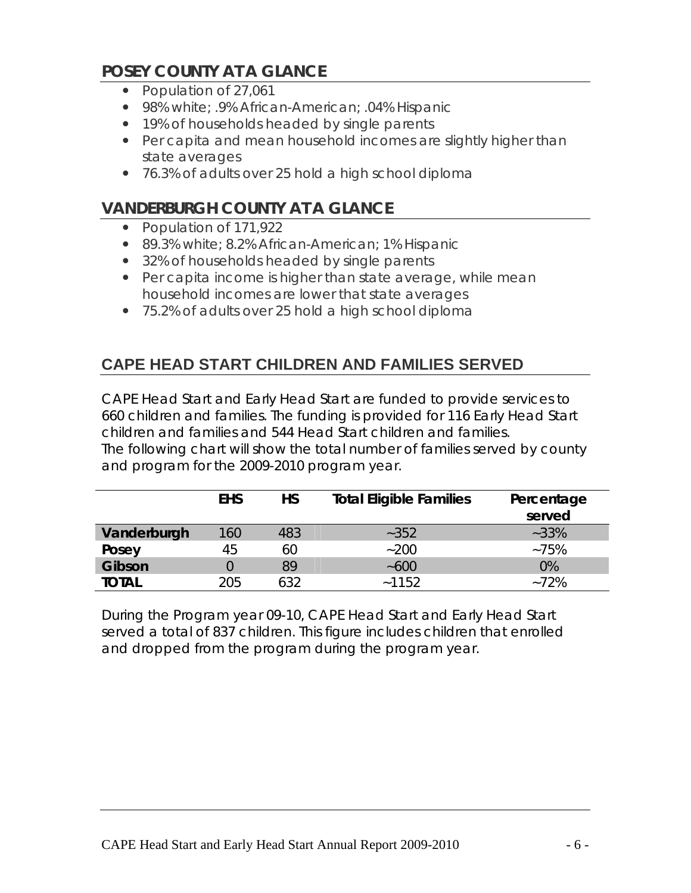## POSEY COUNTY AT A GLANCE

- Population of 27,061
- 98% white; .9% African-American; .04% Hispanic
- 19% of households headed by single parents
- Per capita and mean household incomes are slightly higher than state averages
- 76.3% of adults over 25 hold a high school diploma

## VANDERBURGH COUNTY AT A GLANCE

- Population of 171,922
- 89.3% white; 8.2% African-American; 1% Hispanic
- 32% of households headed by single parents
- Per capita income is higher than state average, while mean household incomes are lower that state averages
- 75.2% of adults over 25 hold a high school diploma

## CAPE HEAD START CHILDREN AND FAMILIES SERVED

CAPE Head Start and Early Head Start are funded to provide services to 660 children and families. The funding is provided for 116 Early Head Start children and families and 544 Head Start children and families.
The following chart will show the total number of families served by county and program for the 2009-2010 program year.

| | EHS | HS | Total Eligible Families | Percentage served |
|---|---|---|---|---|
| **Vanderburgh** | 160 | 483 | ~352 | ~33% |
| **Posey** | 45 | 60 | ~200 | ~75% |
| **Gibson** | 0 | 89 | ~600 | 0% |
| **TOTAL** | 205 | 632 | ~1152 | ~72% |

During the Program year 09-10, CAPE Head Start and Early Head Start served a total of 837 children. This figure includes children that enrolled and dropped from the program during the program year.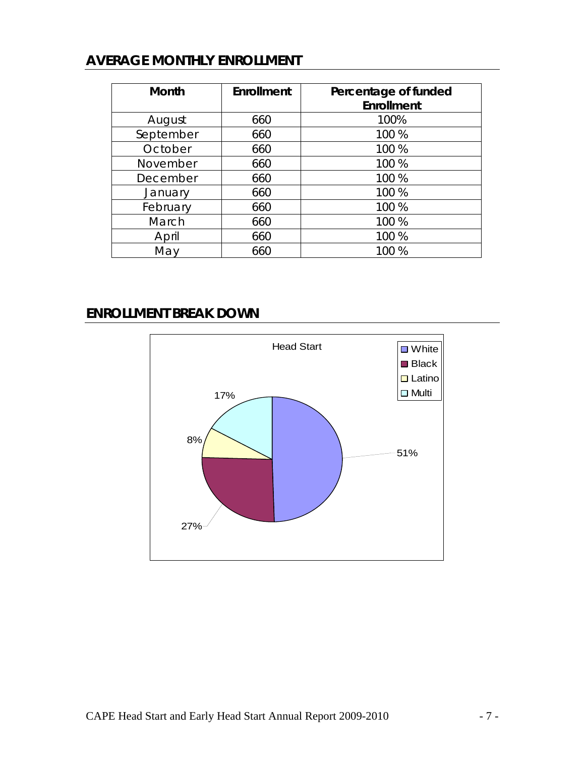## AVERAGE MONTHLY ENROLLMENT

| Month | Enrollment | Percentage of funded Enrollment |
|---|---|---|
| August | 660 | 100% |
| September | 660 | 100 % |
| October | 660 | 100 % |
| November | 660 | 100 % |
| December | 660 | 100 % |
| January | 660 | 100 % |
| February | 660 | 100 % |
| March | 660 | 100 % |
| April | 660 | 100 % |
| May | 660 | 100 % |

## ENROLLMENT BREAK DOWN

Head Start

| Group | Percentage |
|---|---|
| White | 51% |
| Black | 27% |
| Latino | 8% |
| Multi | 17% |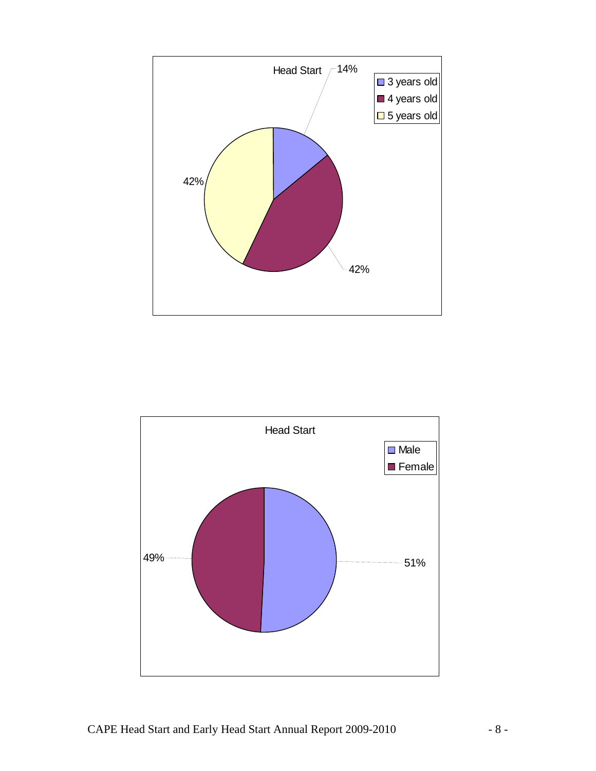**Head Start**

| Age | Percentage |
| --- | --- |
| 3 years old | 14% |
| 4 years old | 42% |
| 5 years old | 42% |

**Head Start**

| Gender | Percentage |
| --- | --- |
| Male | 51% |
| Female | 49% |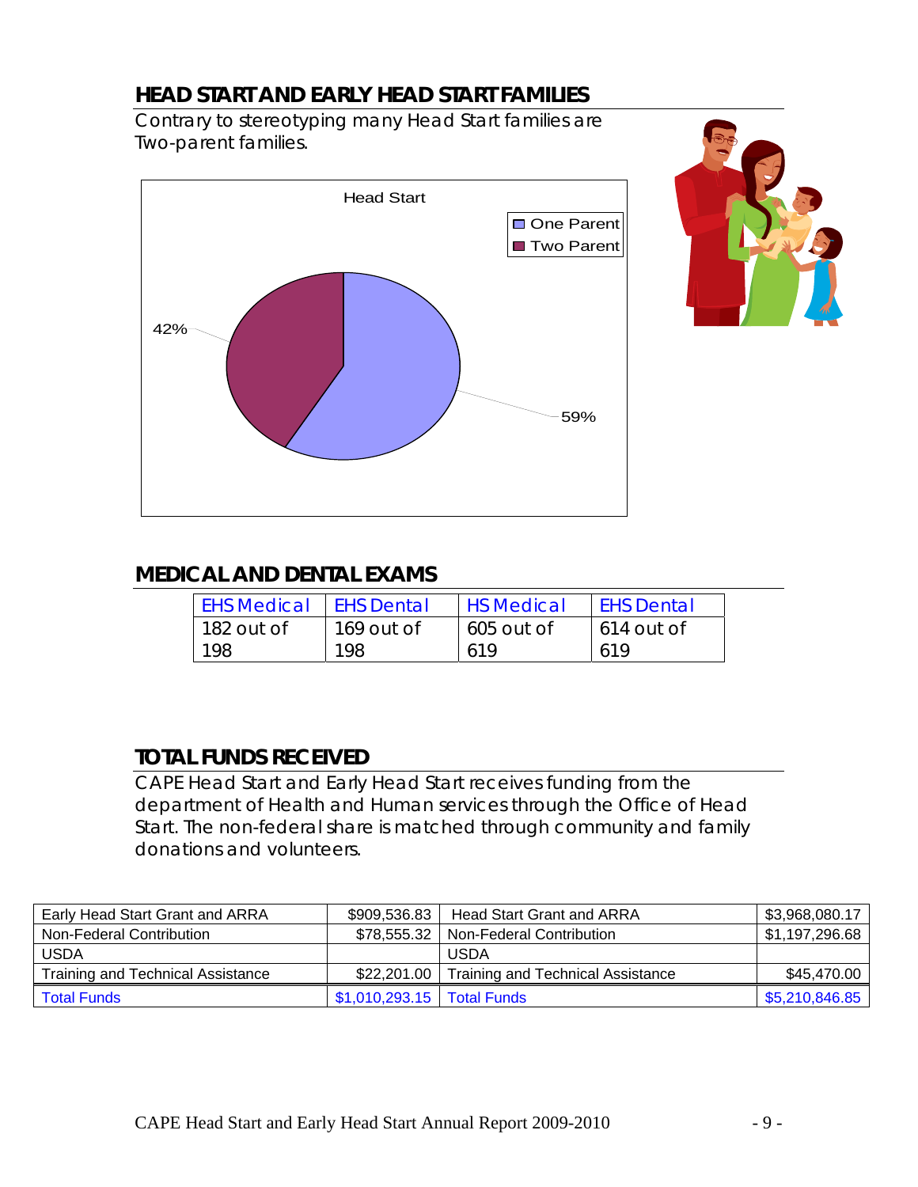## HEAD START AND EARLY HEAD START FAMILIES

Contrary to stereotyping many Head Start families are Two-parent families.

Head Start

- One Parent
- Two Parent

42%

59%

## MEDICAL AND DENTAL EXAMS

| EHS Medical | EHS Dental | HS Medical | EHS Dental |
|---|---|---|---|
| 182 out of 198 | 169 out of 198 | 605 out of 619 | 614 out of 619 |

## TOTAL FUNDS RECEIVED

CAPE Head Start and Early Head Start receives funding from the department of Health and Human services through the Office of Head Start. The non-federal share is matched through community and family donations and volunteers.

| Early Head Start Grant and ARRA | $909,536.83 | Head Start Grant and ARRA | $3,968,080.17 |
|---|---|---|---|
| Non-Federal Contribution | $78,555.32 | Non-Federal Contribution | $1,197,296.68 |
| USDA | | USDA | |
| Training and Technical Assistance | $22,201.00 | Training and Technical Assistance | $45,470.00 |
| Total Funds | $1,010,293.15 | Total Funds | $5,210,846.85 |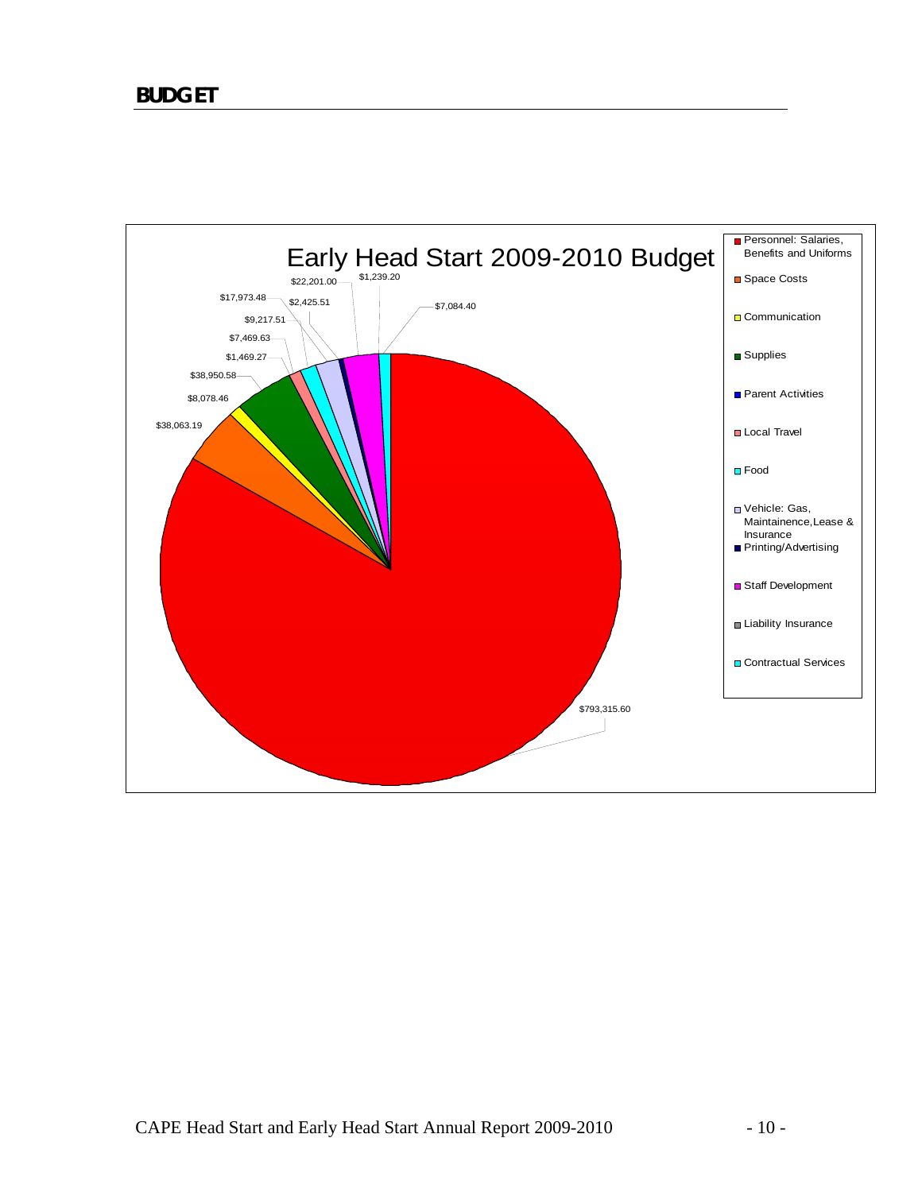# BUDGET

Early Head Start 2009-2010 Budget

- Personnel: Salaries, Benefits and Uniforms
- Space Costs
- Communication
- Supplies
- Parent Activities
- Local Travel
- Food
- Vehicle: Gas, Maintainence,Lease & Insurance
- Printing/Advertising
- Staff Development
- Liability Insurance
- Contractual Services

$793,315.60

$38,063.19

$8,078.46

$38,950.58

$1,469.27

$7,469.63

$9,217.51

$17,973.48

$2,425.51

$22,201.00

$1,239.20

$7,084.40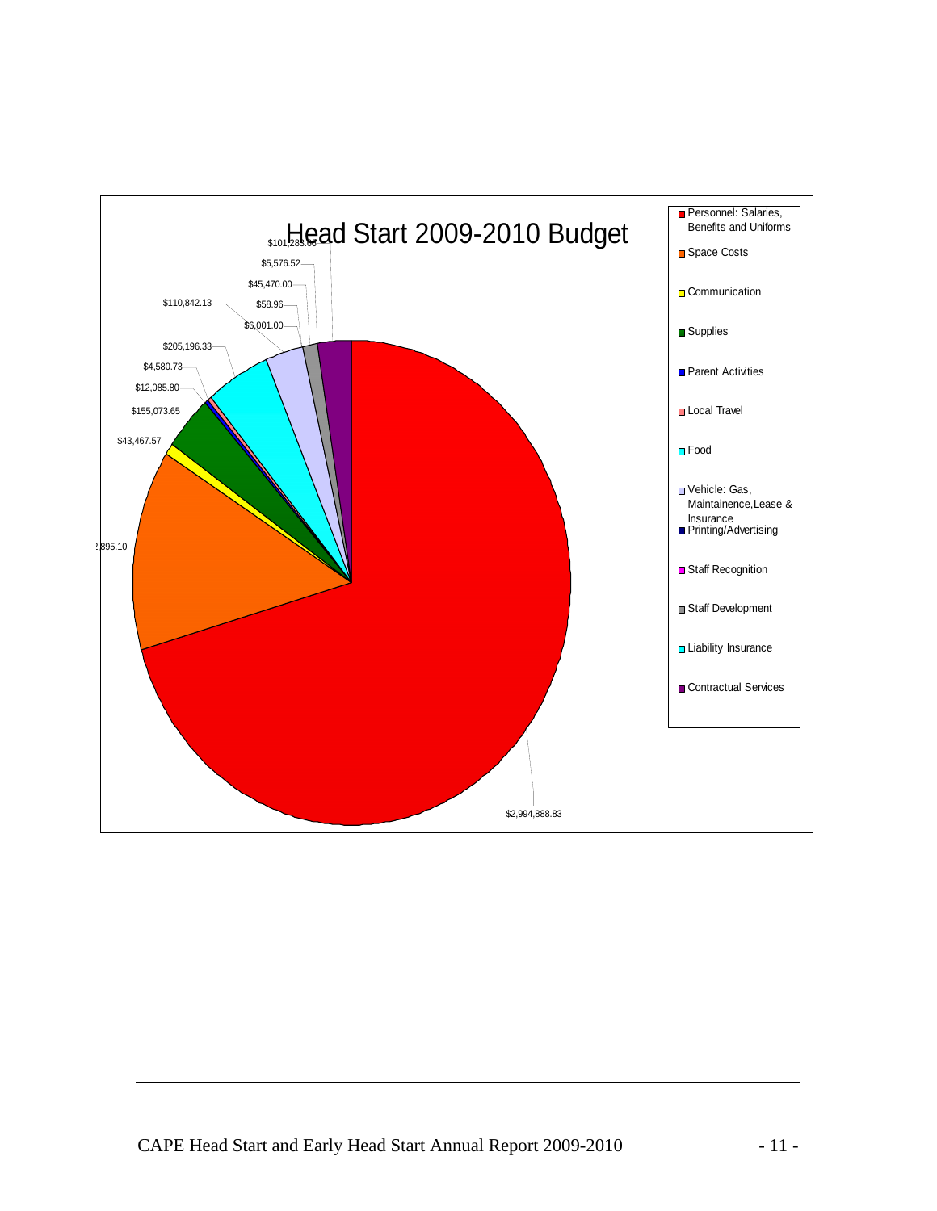# Head Start 2009-2010 Budget

- Personnel: Salaries, Benefits and Uniforms — $2,994,888.83
- Space Costs — $?,895.10
- Communication — $43,467.57
- Supplies — $155,073.65
- Parent Activities — $12,085.80
- Local Travel — $4,580.73
- Food — $205,196.33
- Vehicle: Gas, Maintainence, Lease & Insurance — $110,842.13
- Printing/Advertising — $6,001.00
- Staff Recognition — $58.96
- Staff Development — $45,470.00
- Liability Insurance — $5,576.52
- Contractual Services — $101,283.00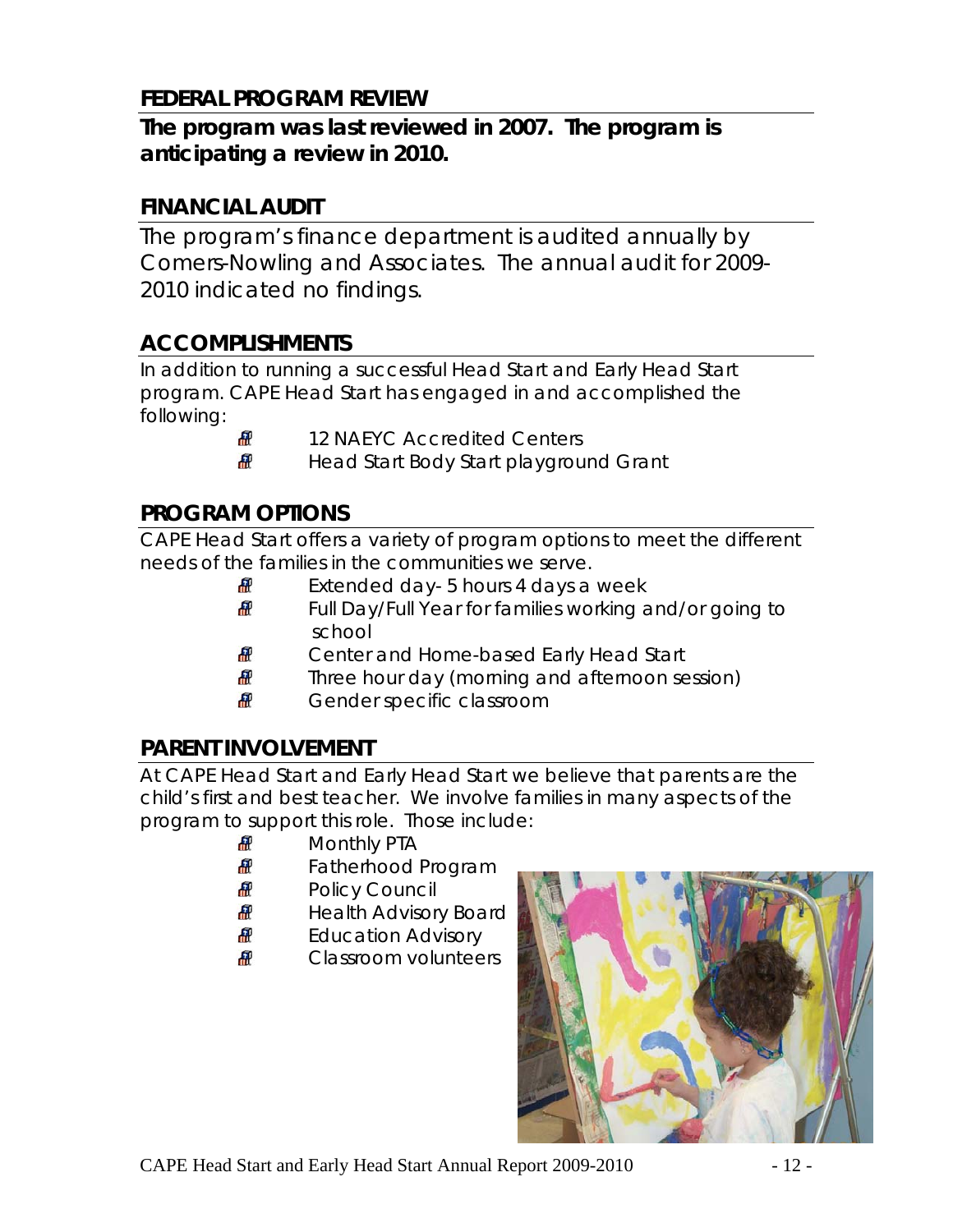## FEDERAL PROGRAM REVIEW

**The program was last reviewed in 2007. The program is anticipating a review in 2010.**

## FINANCIAL AUDIT

The program's finance department is audited annually by Comers-Nowling and Associates. The annual audit for 2009-2010 indicated no findings.

## ACCOMPLISHMENTS

In addition to running a successful Head Start and Early Head Start program. CAPE Head Start has engaged in and accomplished the following:

- 12 NAEYC Accredited Centers
- Head Start Body Start playground Grant

## PROGRAM OPTIONS

CAPE Head Start offers a variety of program options to meet the different needs of the families in the communities we serve.

- Extended day- 5 hours 4 days a week
- Full Day/Full Year for families working and/or going to school
- Center and Home-based Early Head Start
- Three hour day (morning and afternoon session)
- Gender specific classroom

## PARENT INVOLVEMENT

At CAPE Head Start and Early Head Start we believe that parents are the child's first and best teacher. We involve families in many aspects of the program to support this role. Those include:

- Monthly PTA
- Fatherhood Program
- Policy Council
- Health Advisory Board
- Education Advisory
- Classroom volunteers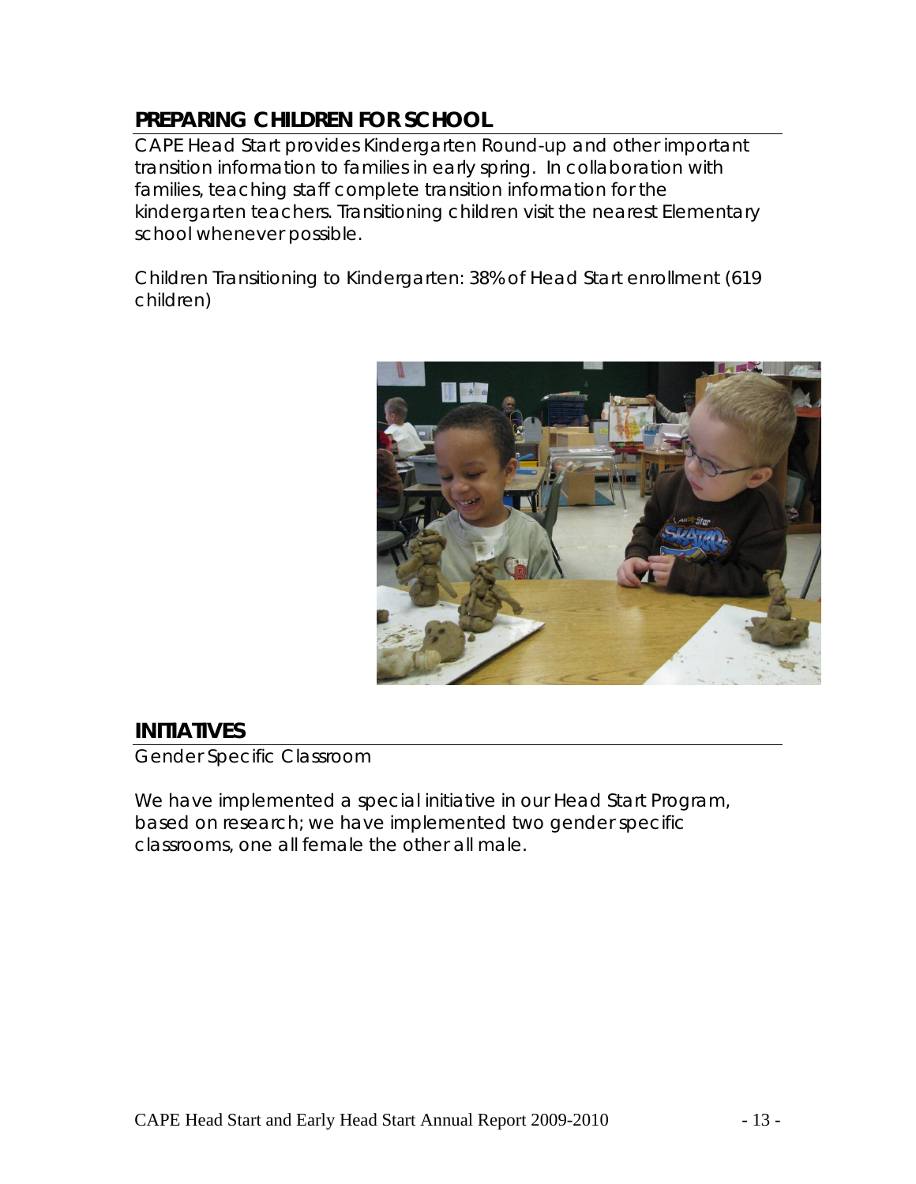## PREPARING CHILDREN FOR SCHOOL

CAPE Head Start provides Kindergarten Round-up and other important transition information to families in early spring. In collaboration with families, teaching staff complete transition information for the kindergarten teachers. Transitioning children visit the nearest Elementary school whenever possible.

Children Transitioning to Kindergarten: 38% of Head Start enrollment (619 children)

## INITIATIVES

Gender Specific Classroom

We have implemented a special initiative in our Head Start Program, based on research; we have implemented two gender specific classrooms, one all female the other all male.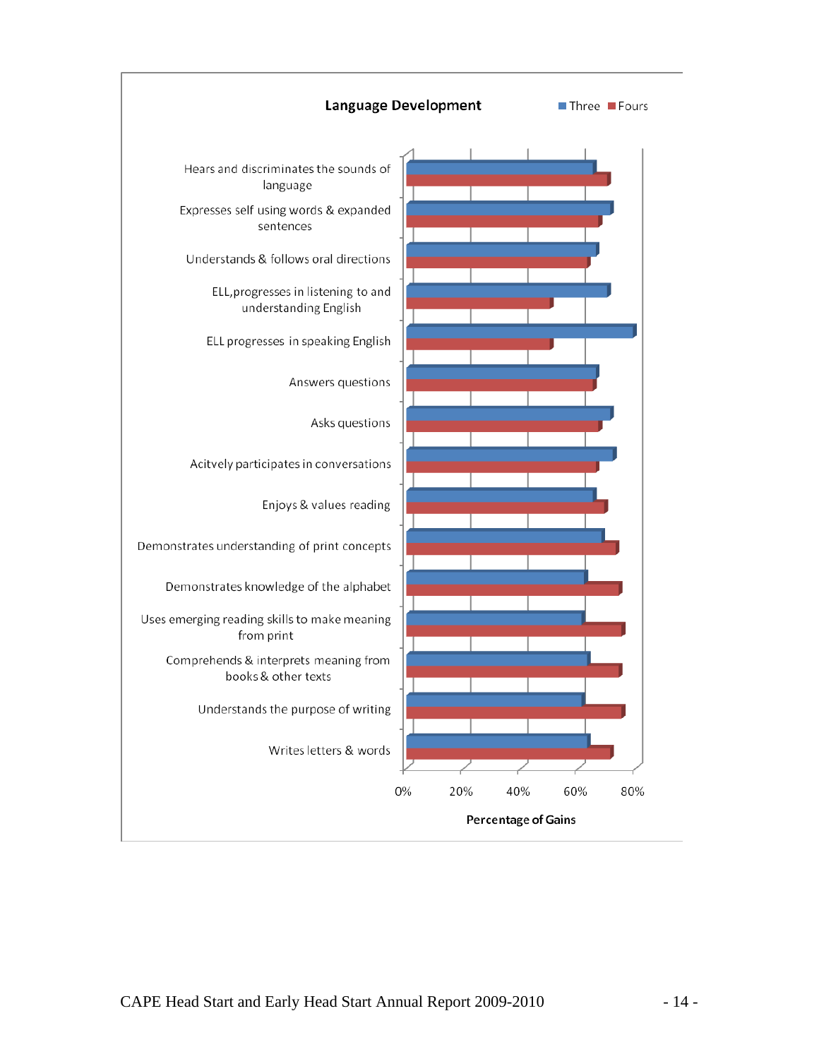**Language Development**

Three   Fours

- Hears and discriminates the sounds of language
- Expresses self using words & expanded sentences
- Understands & follows oral directions
- ELL, progresses in listening to and understanding English
- ELL progresses in speaking English
- Answers questions
- Asks questions
- Acitvely participates in conversations
- Enjoys & values reading
- Demonstrates understanding of print concepts
- Demonstrates knowledge of the alphabet
- Uses emerging reading skills to make meaning from print
- Comprehends & interprets meaning from books & other texts
- Understands the purpose of writing
- Writes letters & words

0%   20%   40%   60%   80%

**Percentage of Gains**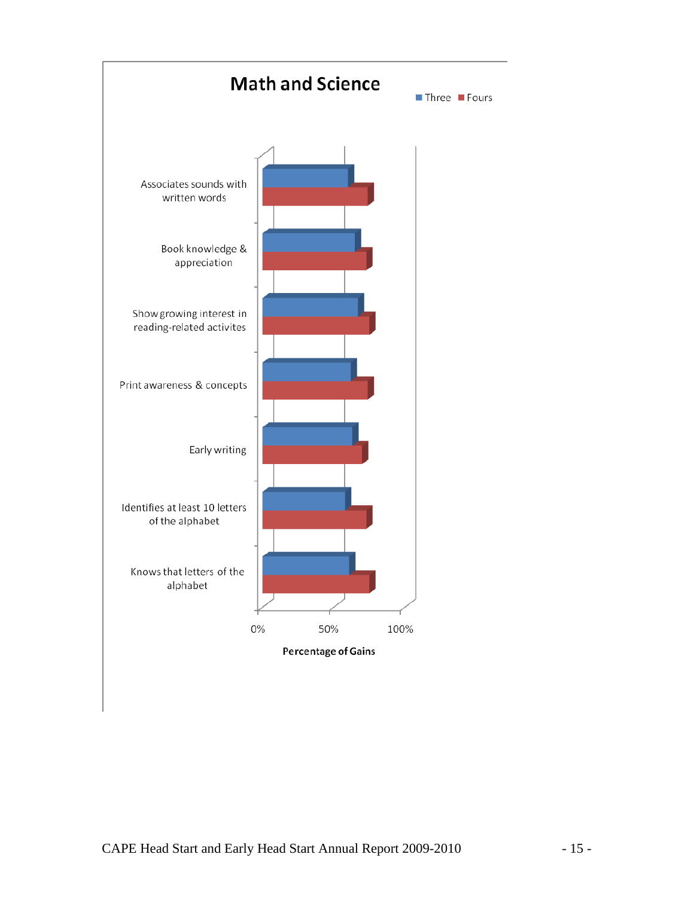## Math and Science

Three | Fours

| Category | Three | Fours |
|---|---|---|
| Associates sounds with written words | | |
| Book knowledge & appreciation | | |
| Show growing interest in reading-related activites | | |
| Print awareness & concepts | | |
| Early writing | | |
| Identifies at least 10 letters of the alphabet | | |
| Knows that letters of the alphabet | | |

0% 50% 100%

**Percentage of Gains**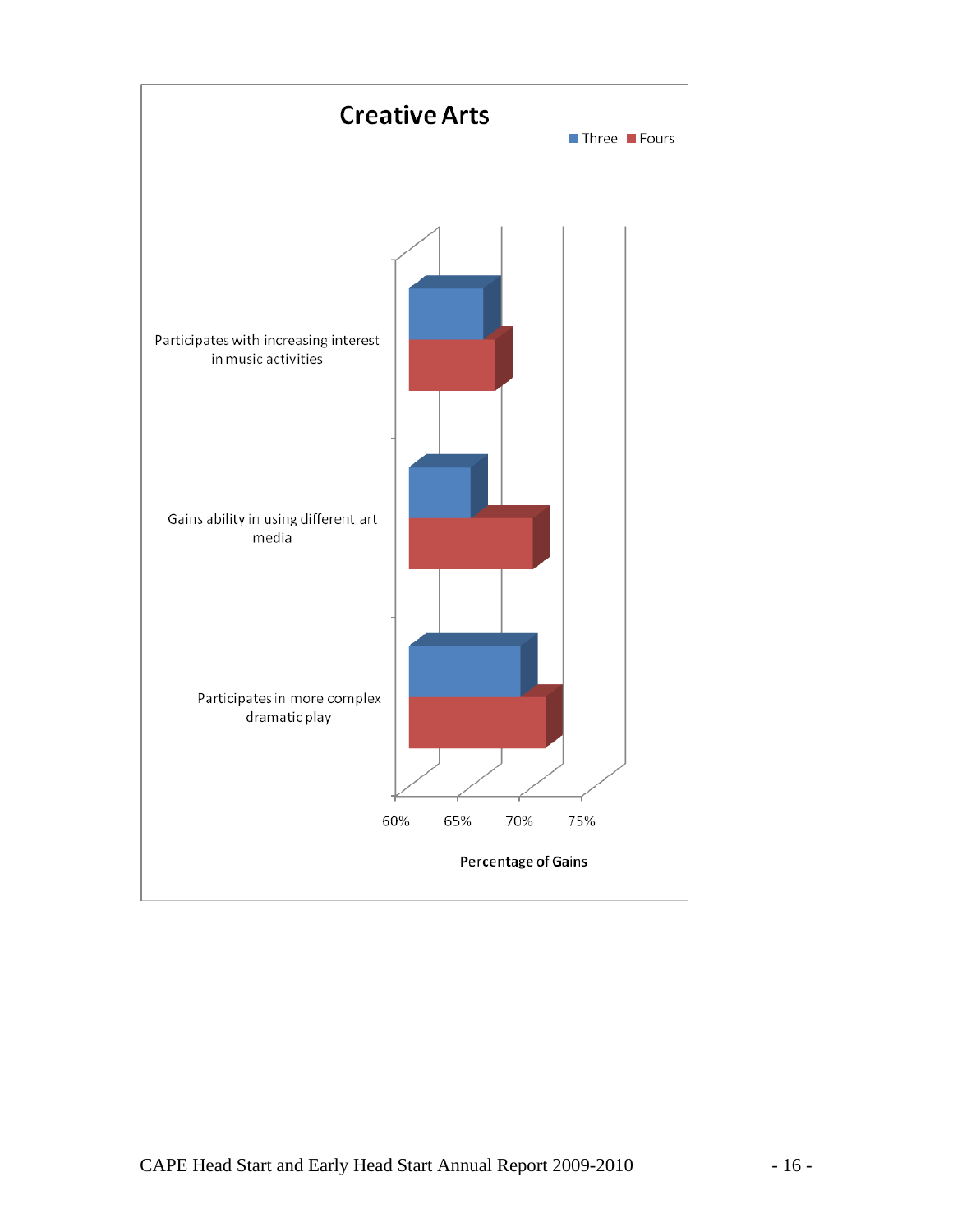# Creative Arts

Three | Fours

- Participates with increasing interest in music activities
- Gains ability in using different art media
- Participates in more complex dramatic play

60% 65% 70% 75%

Percentage of Gains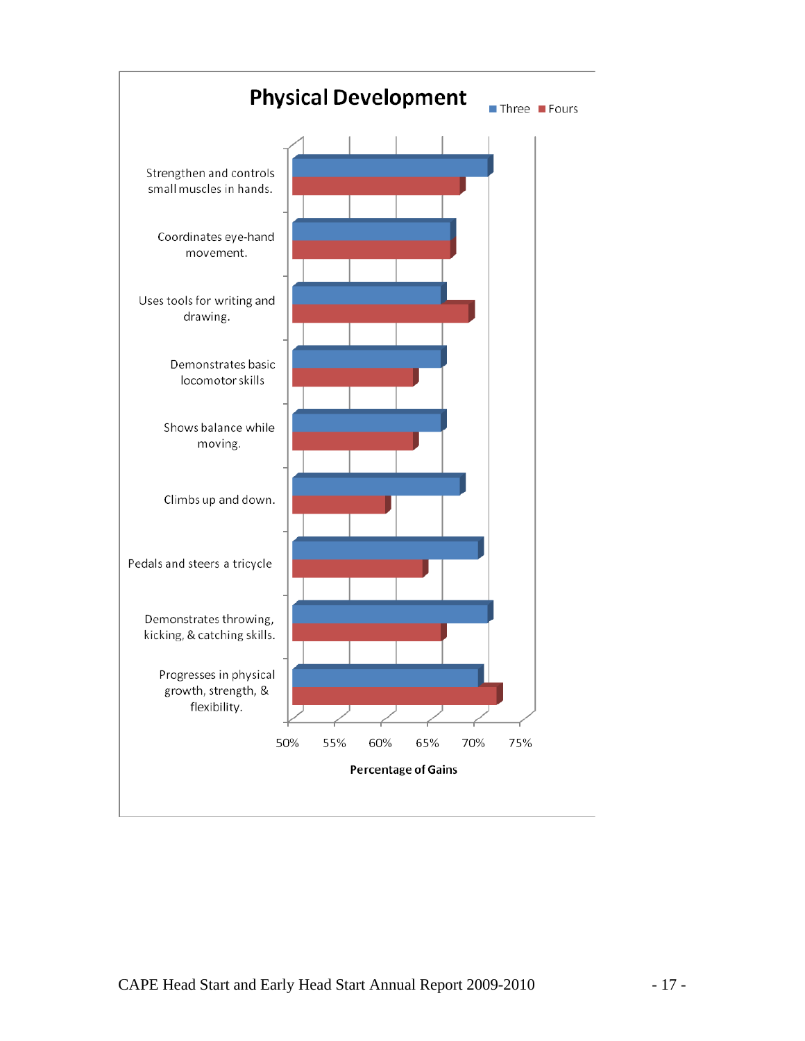## Physical Development

Legend: Three, Fours

| Skill | Three | Fours |
|---|---|---|
| Strengthen and controls small muscles in hands. | | |
| Coordinates eye-hand movement. | | |
| Uses tools for writing and drawing. | | |
| Demonstrates basic locomotor skills | | |
| Shows balance while moving. | | |
| Climbs up and down. | | |
| Pedals and steers a tricycle | | |
| Demonstrates throwing, kicking, & catching skills. | | |
| Progresses in physical growth, strength, & flexibility. | | |

Axis: 50% 55% 60% 65% 70% 75%

Percentage of Gains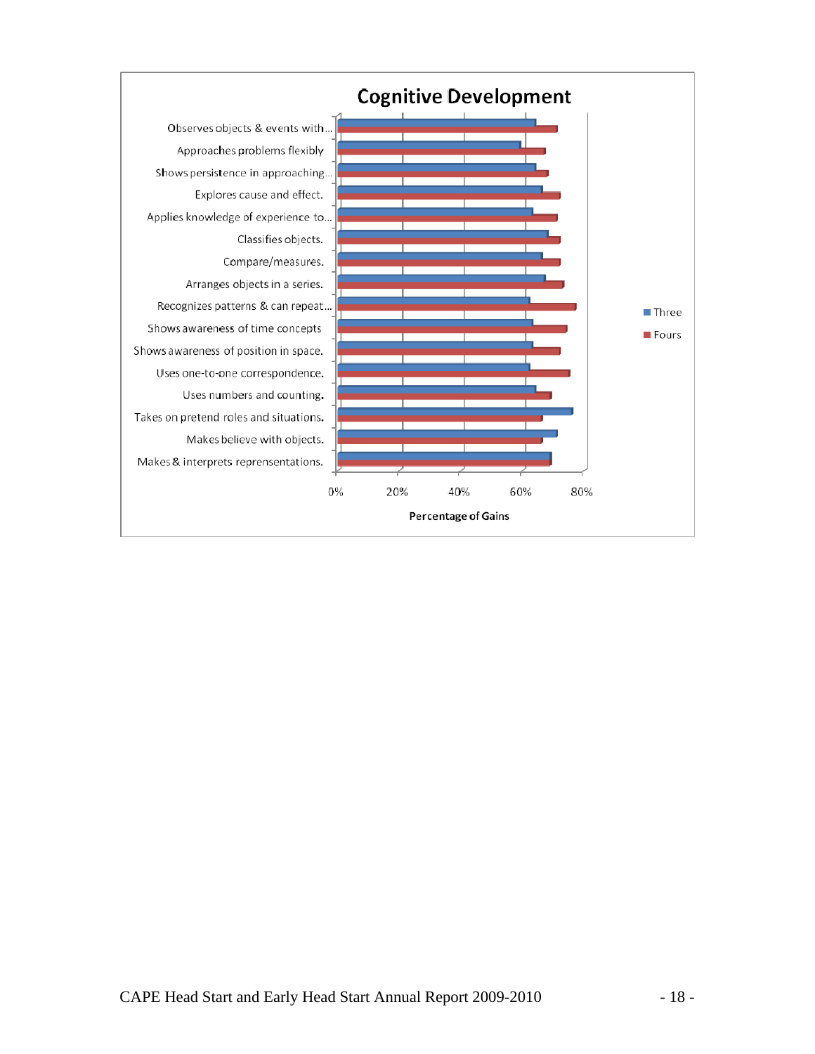## Cognitive Development

| Item | Three | Fours |
|---|---|---|
| Observes objects & events with... | 64% | 71% |
| Approaches problems flexibly | 59% | 67% |
| Shows persistence in approaching... | 64% | 68% |
| Explores cause and effect. | 66% | 72% |
| Applies knowledge of experience to... | 63% | 71% |
| Classifies objects. | 68% | 72% |
| Compare/measures. | 66% | 72% |
| Arranges objects in a series. | 67% | 73% |
| Recognizes patterns & can repeat... | 62% | 77% |
| Shows awareness of time concepts | 63% | 74% |
| Shows awareness of position in space. | 63% | 72% |
| Uses one-to-one correspondence. | 62% | 75% |
| Uses numbers and counting. | 64% | 69% |
| Takes on pretend roles and situations. | 76% | 66% |
| Makes believe with objects. | 71% | 66% |
| Makes & interprets reprensentations. | 69% | 69% |

Percentage of Gains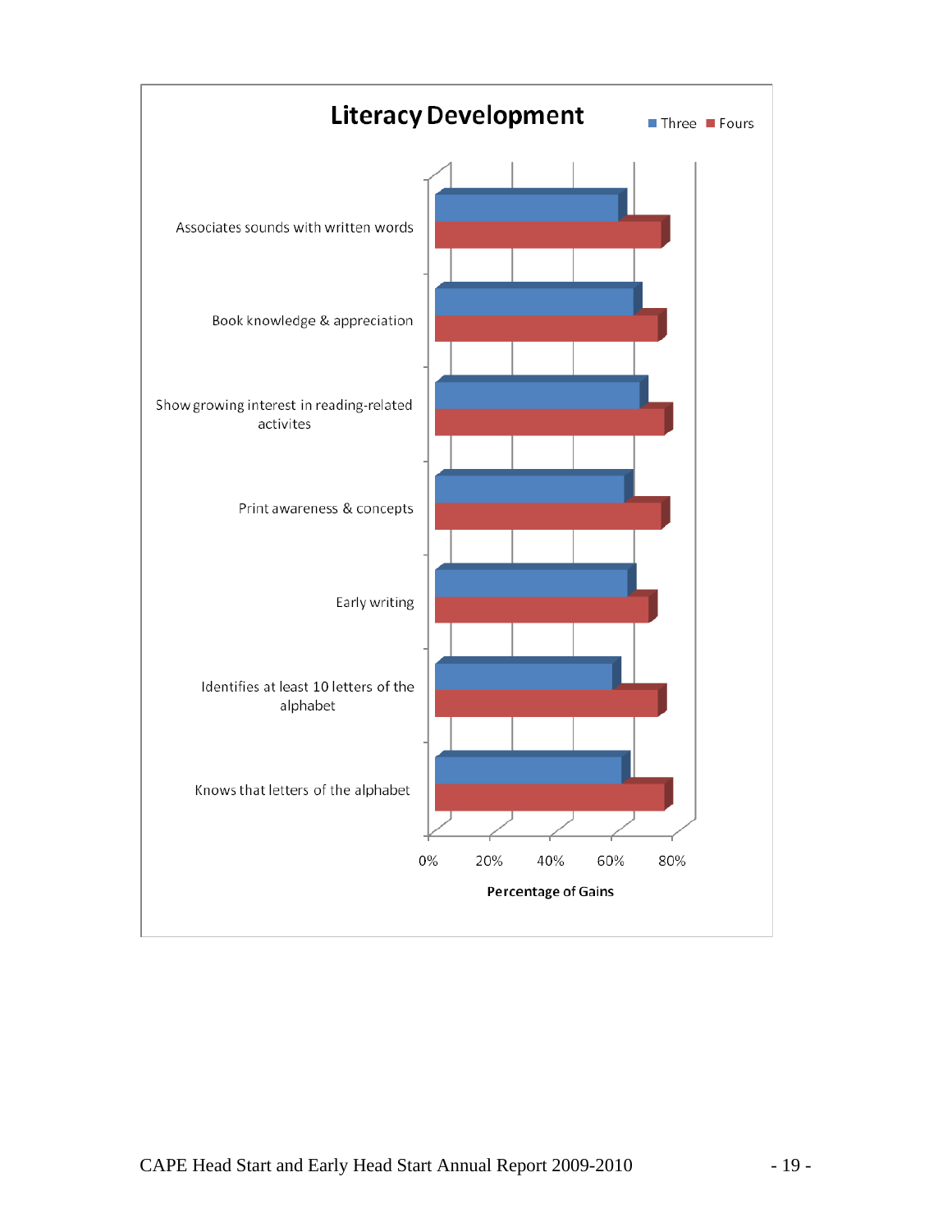**Literacy Development**

Three | Fours

- Associates sounds with written words
- Book knowledge & appreciation
- Show growing interest in reading-related activites
- Print awareness & concepts
- Early writing
- Identifies at least 10 letters of the alphabet
- Knows that letters of the alphabet

0% 20% 40% 60% 80%

Percentage of Gains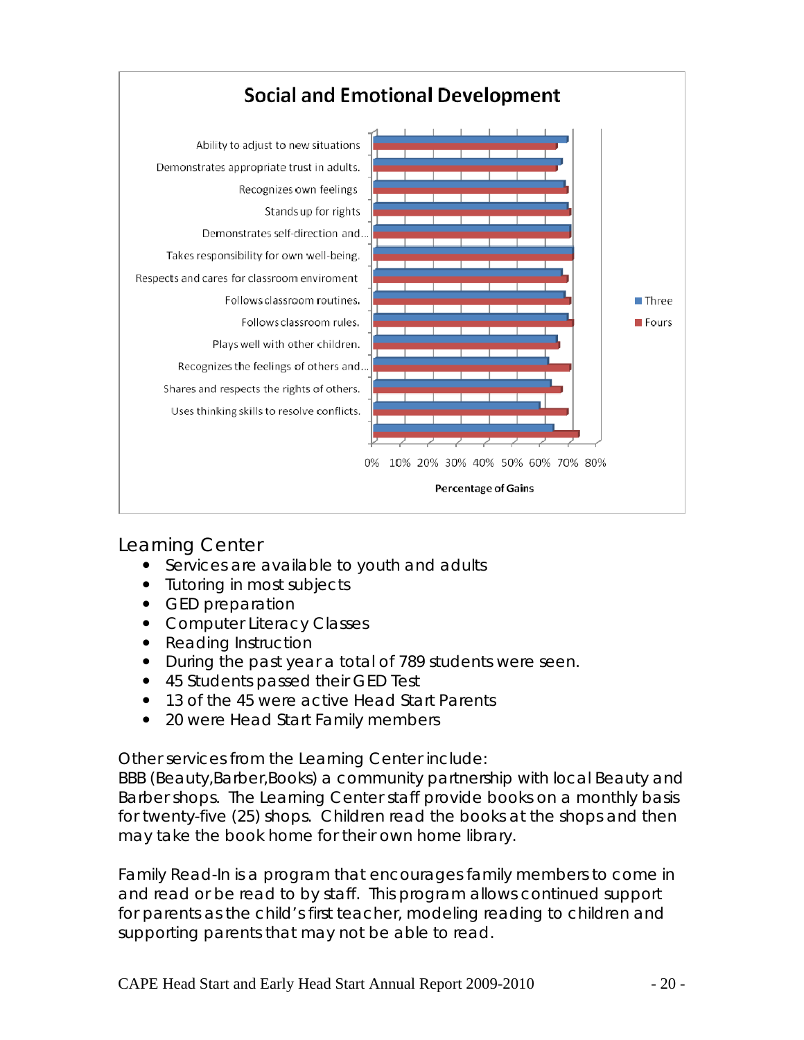**Social and Emotional Development**

Categories (Percentage of Gains, 0%–80%; series: Three, Fours):

- Ability to adjust to new situations
- Demonstrates appropriate trust in adults.
- Recognizes own feelings
- Stands up for rights
- Demonstrates self-direction and...
- Takes responsibility for own well-being.
- Respects and cares for classroom enviroment
- Follows classroom routines.
- Follows classroom rules.
- Plays well with other children.
- Recognizes the feelings of others and...
- Shares and respects the rights of others.
- Uses thinking skills to resolve conflicts.

## Learning Center

- Services are available to youth and adults
- Tutoring in most subjects
- GED preparation
- Computer Literacy Classes
- Reading Instruction
- During the past year a total of 789 students were seen.
- 45 Students passed their GED Test
- 13 of the 45 were active Head Start Parents
- 20 were Head Start Family members

Other services from the Learning Center include:
BBB (Beauty,Barber,Books) a community partnership with local Beauty and Barber shops. The Learning Center staff provide books on a monthly basis for twenty-five (25) shops. Children read the books at the shops and then may take the book home for their own home library.

Family Read-In is a program that encourages family members to come in and read or be read to by staff. This program allows continued support for parents as the child's first teacher, modeling reading to children and supporting parents that may not be able to read.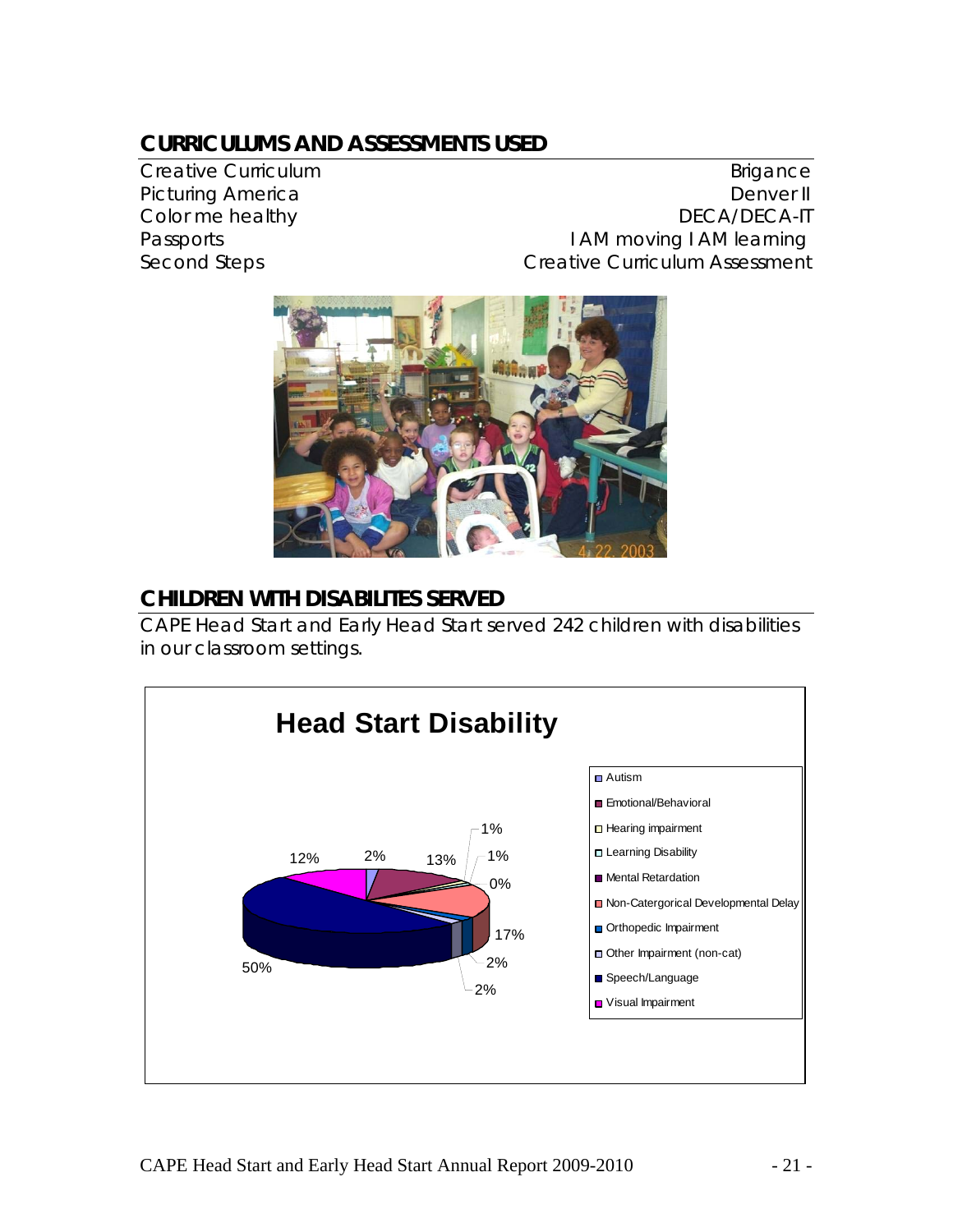## CURRICULUMS AND ASSESSMENTS USED

| Curriculums | Assessments |
|---|---|
| Creative Curriculum | Brigance |
| Picturing America | Denver II |
| Color me healthy | DECA/DECA-IT |
| Passports | I AM moving I AM learning |
| Second Steps | Creative Curriculum Assessment |

## CHILDREN WITH DISABILITES SERVED

CAPE Head Start and Early Head Start served 242 children with disabilities in our classroom settings.

**Head Start Disability**

| Disability | Percent |
|---|---|
| Autism | 2% |
| Emotional/Behavioral | 13% |
| Hearing impairment | 1% |
| Learning Disability | 1% |
| Mental Retardation | 0% |
| Non-Catergorical Developmental Delay | 17% |
| Orthopedic Impairment | 2% |
| Other Impairment (non-cat) | 2% |
| Speech/Language | 50% |
| Visual Impairment | 12% |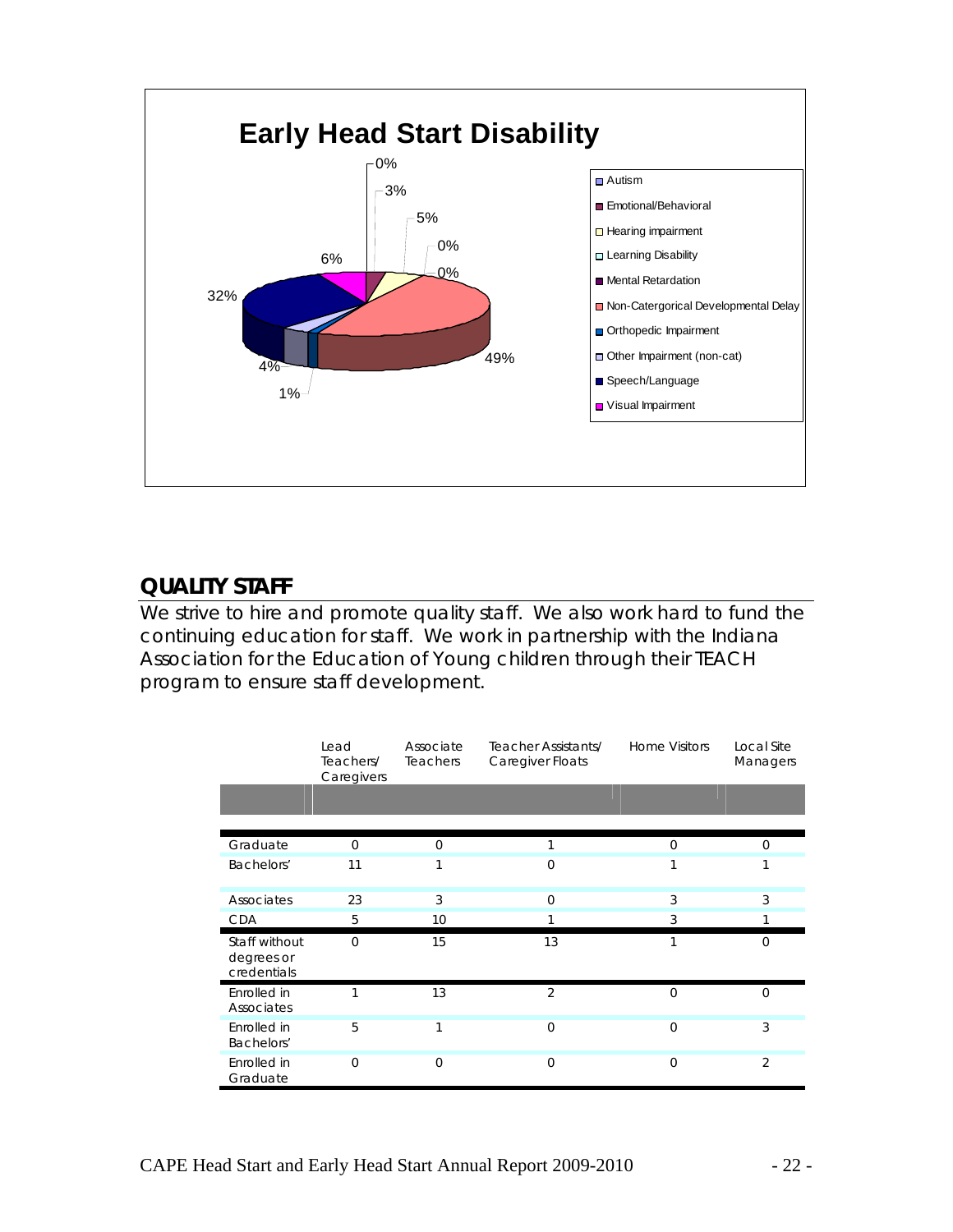## Early Head Start Disability

| Category | Percentage |
|---|---|
| Autism | 0% |
| Emotional/Behavioral | 3% |
| Hearing impairment | 5% |
| Learning Disability | 0% |
| Mental Retardation | 0% |
| Non-Catergorical Developmental Delay | 49% |
| Orthopedic Impairment | 1% |
| Other Impairment (non-cat) | 4% |
| Speech/Language | 32% |
| Visual Impairment | 6% |

## QUALITY STAFF

We strive to hire and promote quality staff. We also work hard to fund the continuing education for staff. We work in partnership with the Indiana Association for the Education of Young children through their TEACH program to ensure staff development.

| | Lead Teachers/ Caregivers | Associate Teachers | Teacher Assistants/ Caregiver Floats | Home Visitors | Local Site Managers |
|---|---|---|---|---|---|
| Graduate | 0 | 0 | 1 | 0 | 0 |
| Bachelors' | 11 | 1 | 0 | 1 | 1 |
| Associates | 23 | 3 | 0 | 3 | 3 |
| CDA | 5 | 10 | 1 | 3 | 1 |
| Staff without degrees or credentials | 0 | 15 | 13 | 1 | 0 |
| Enrolled in Associates | 1 | 13 | 2 | 0 | 0 |
| Enrolled in Bachelors' | 5 | 1 | 0 | 0 | 3 |
| Enrolled in Graduate | 0 | 0 | 0 | 0 | 2 |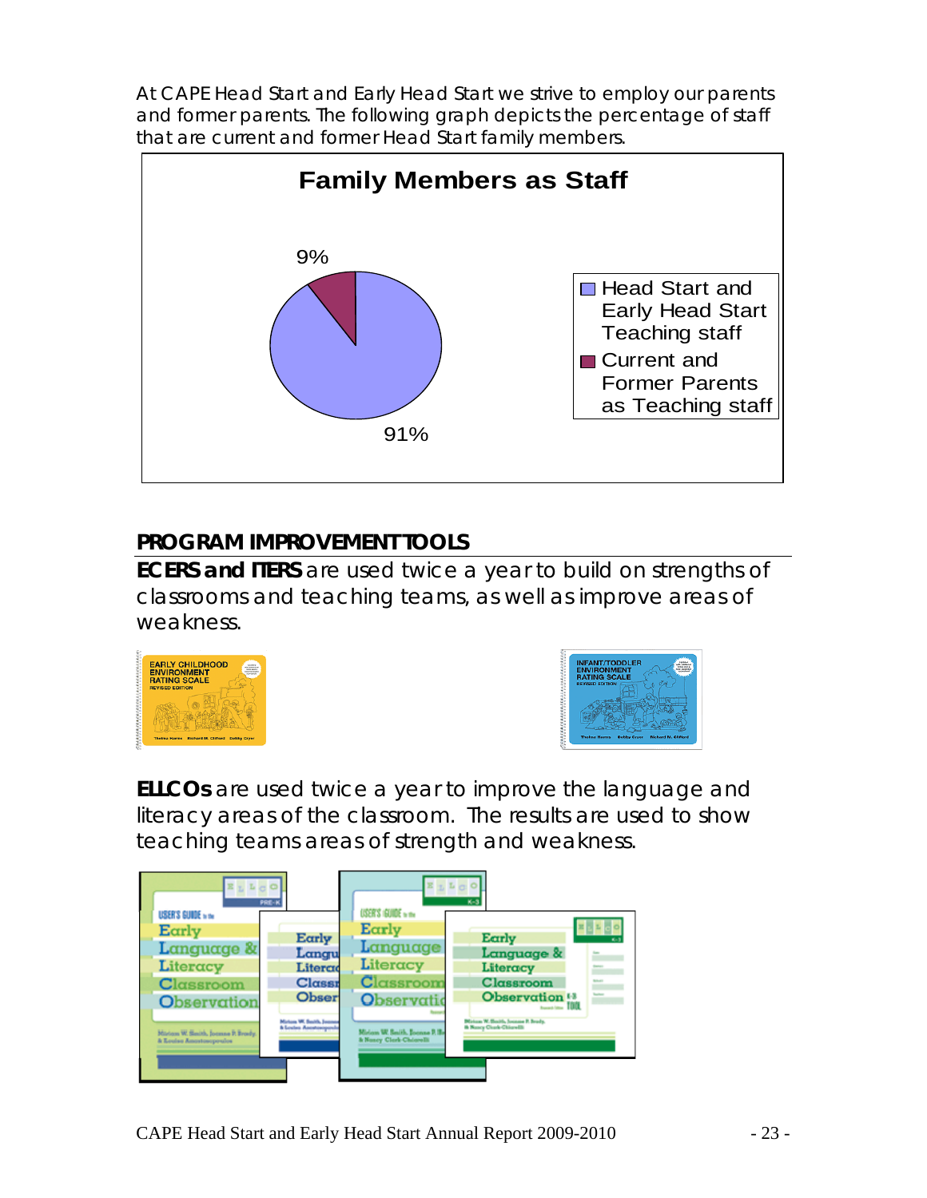At CAPE Head Start and Early Head Start we strive to employ our parents and former parents. The following graph depicts the percentage of staff that are current and former Head Start family members.

**Family Members as Staff**

| Category | Percentage |
|---|---|
| Head Start and Early Head Start Teaching staff | 91% |
| Current and Former Parents as Teaching staff | 9% |

## PROGRAM IMPROVEMENT TOOLS

**ECERS and ITERS** are used twice a year to build on strengths of classrooms and teaching teams, as well as improve areas of weakness.

**ELLCOs** are used twice a year to improve the language and literacy areas of the classroom. The results are used to show teaching teams areas of strength and weakness.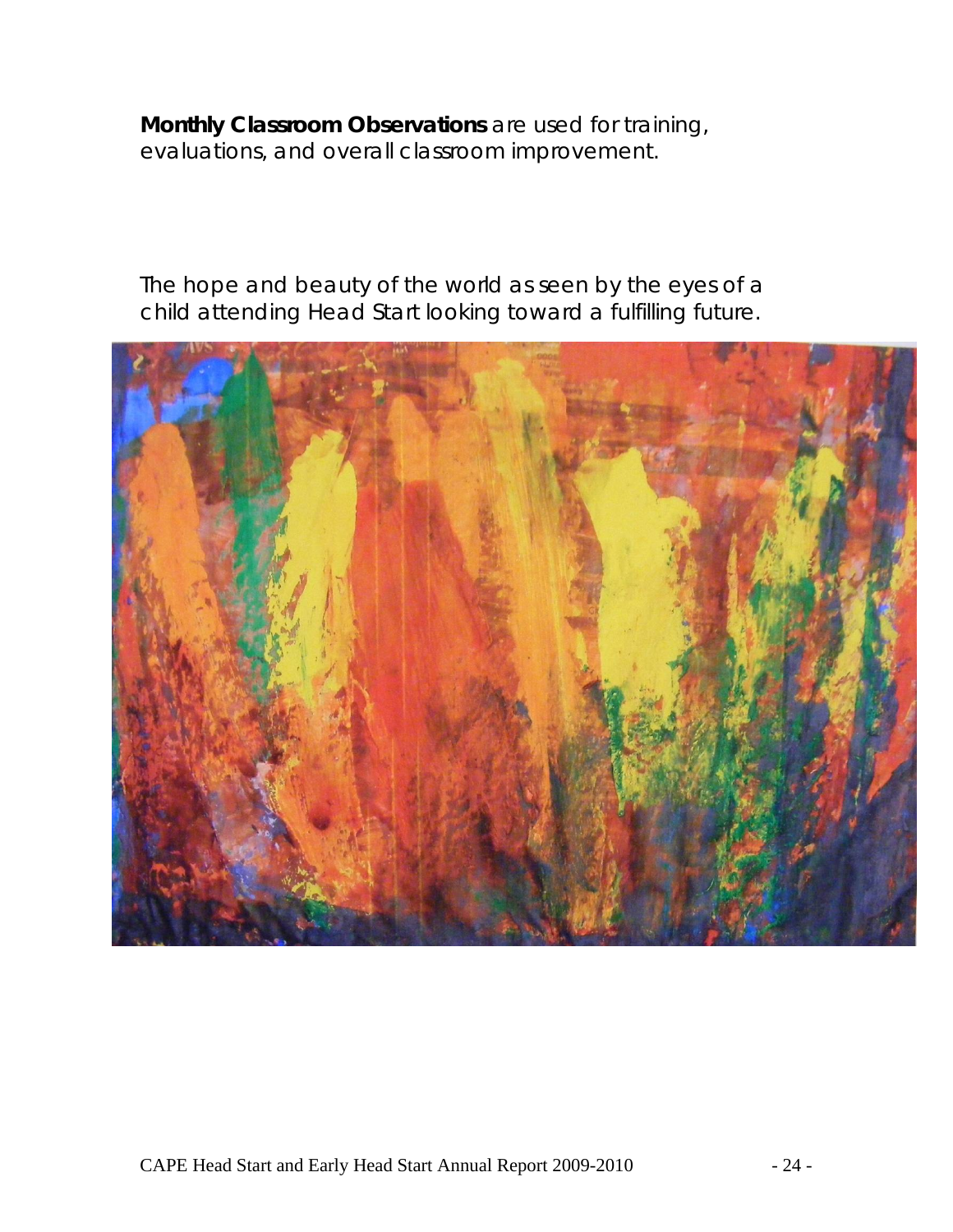**Monthly Classroom Observations** are used for training, evaluations, and overall classroom improvement.

The hope and beauty of the world as seen by the eyes of a child attending Head Start looking toward a fulfilling future.